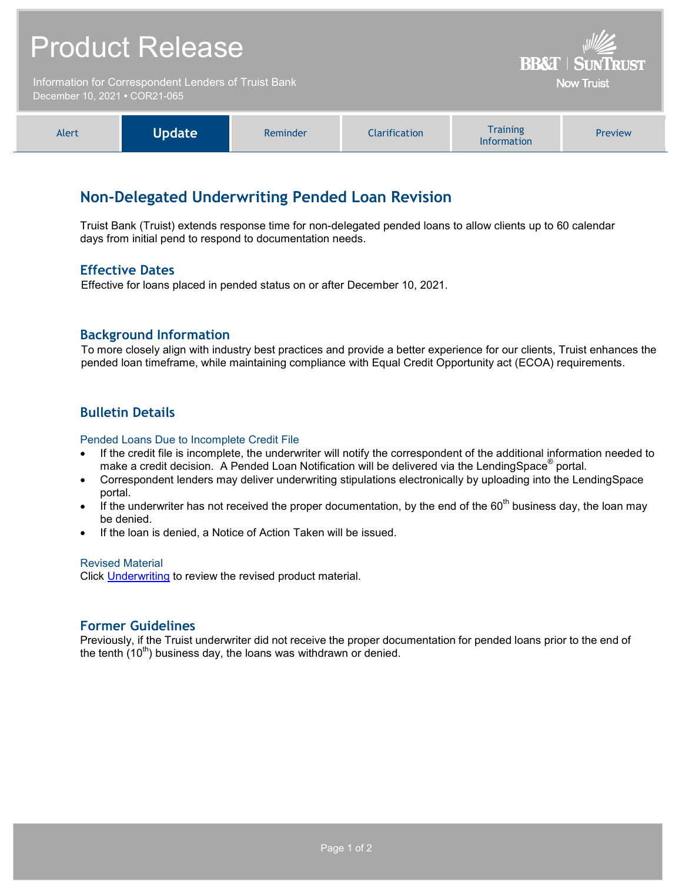# Product Release

Information for Correspondent Lenders of Truist Bank
December 10, 2021 • COR21-065

BB&T | SunTrust
Now Truist

| Alert | **Update** | Reminder | Clarification | Training Information | Preview |
|---|---|---|---|---|---|

## Non-Delegated Underwriting Pended Loan Revision

Truist Bank (Truist) extends response time for non-delegated pended loans to allow clients up to 60 calendar days from initial pend to respond to documentation needs.

### Effective Dates

Effective for loans placed in pended status on or after December 10, 2021.

### Background Information

To more closely align with industry best practices and provide a better experience for our clients, Truist enhances the pended loan timeframe, while maintaining compliance with Equal Credit Opportunity act (ECOA) requirements.

### Bulletin Details

#### Pended Loans Due to Incomplete Credit File

- If the credit file is incomplete, the underwriter will notify the correspondent of the additional information needed to make a credit decision. A Pended Loan Notification will be delivered via the LendingSpace® portal.
- Correspondent lenders may deliver underwriting stipulations electronically by uploading into the LendingSpace portal.
- If the underwriter has not received the proper documentation, by the end of the 60th business day, the loan may be denied.
- If the loan is denied, a Notice of Action Taken will be issued.

#### Revised Material

Click Underwriting to review the revised product material.

### Former Guidelines

Previously, if the Truist underwriter did not receive the proper documentation for pended loans prior to the end of the tenth (10th) business day, the loans was withdrawn or denied.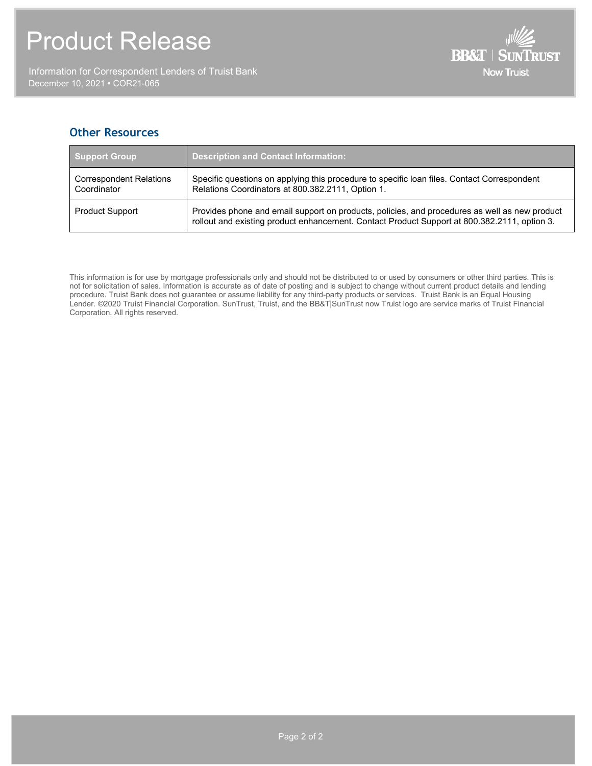## Other Resources

| Support Group | Description and Contact Information: |
|---|---|
| Correspondent Relations Coordinator | Specific questions on applying this procedure to specific loan files. Contact Correspondent Relations Coordinators at 800.382.2111, Option 1. |
| Product Support | Provides phone and email support on products, policies, and procedures as well as new product rollout and existing product enhancement. Contact Product Support at 800.382.2111, option 3. |

This information is for use by mortgage professionals only and should not be distributed to or used by consumers or other third parties. This is not for solicitation of sales. Information is accurate as of date of posting and is subject to change without current product details and lending procedure. Truist Bank does not guarantee or assume liability for any third-party products or services. Truist Bank is an Equal Housing Lender. ©2020 Truist Financial Corporation. SunTrust, Truist, and the BB&T|SunTrust now Truist logo are service marks of Truist Financial Corporation. All rights reserved.